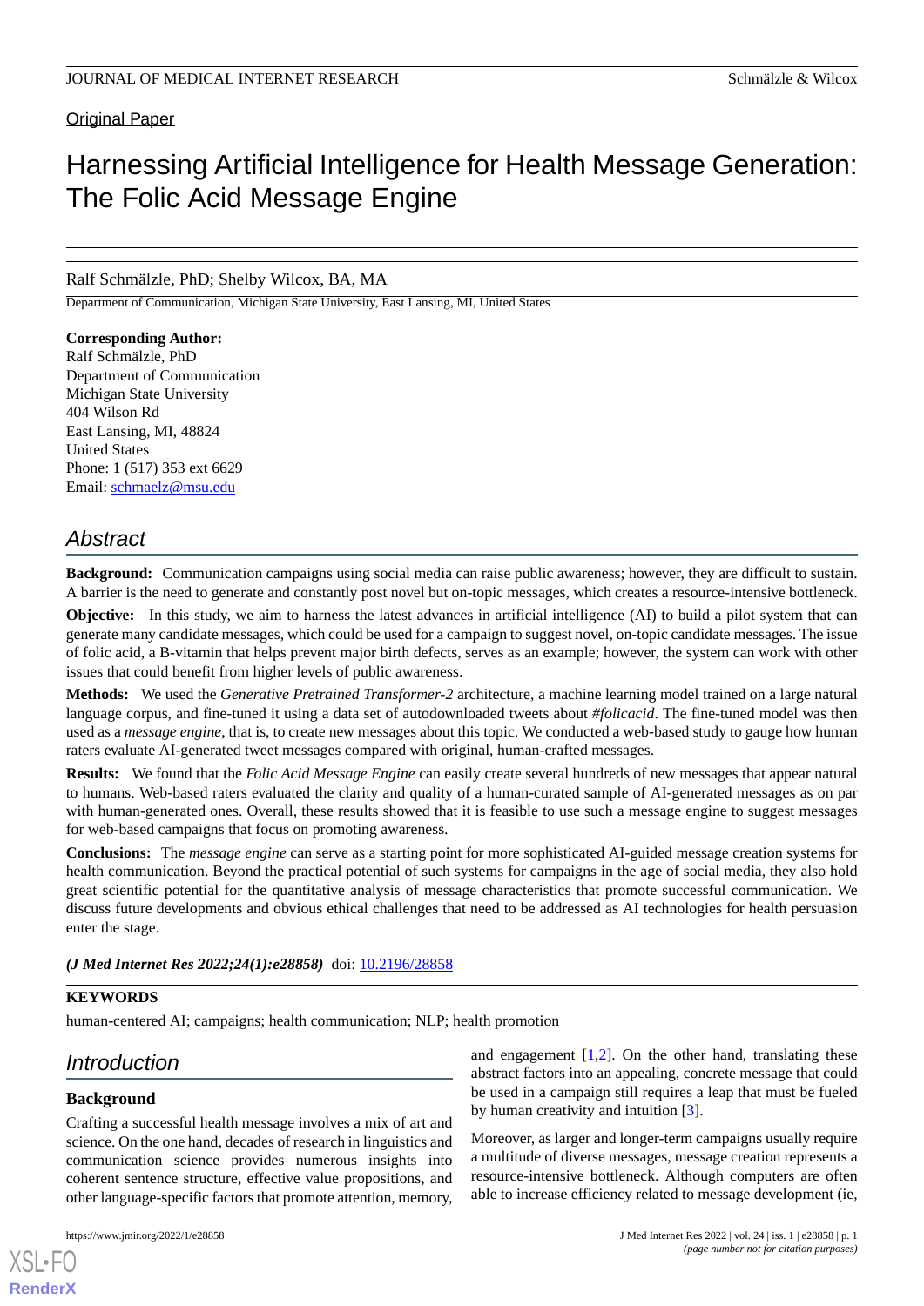Original Paper

# Harnessing Artificial Intelligence for Health Message Generation: The Folic Acid Message Engine

Ralf Schmälzle, PhD; Shelby Wilcox, BA, MA

Department of Communication, Michigan State University, East Lansing, MI, United States

**Corresponding Author:**
Ralf Schmälzle, PhD
Department of Communication
Michigan State University
404 Wilson Rd
East Lansing, MI, 48824
United States
Phone: 1 (517) 353 ext 6629
Email: schmaelz@msu.edu

## Abstract

**Background:** Communication campaigns using social media can raise public awareness; however, they are difficult to sustain. A barrier is the need to generate and constantly post novel but on-topic messages, which creates a resource-intensive bottleneck.

**Objective:** In this study, we aim to harness the latest advances in artificial intelligence (AI) to build a pilot system that can generate many candidate messages, which could be used for a campaign to suggest novel, on-topic candidate messages. The issue of folic acid, a B-vitamin that helps prevent major birth defects, serves as an example; however, the system can work with other issues that could benefit from higher levels of public awareness.

**Methods:** We used the *Generative Pretrained Transformer-2* architecture, a machine learning model trained on a large natural language corpus, and fine-tuned it using a data set of autodownloaded tweets about *#folicacid*. The fine-tuned model was then used as a *message engine*, that is, to create new messages about this topic. We conducted a web-based study to gauge how human raters evaluate AI-generated tweet messages compared with original, human-crafted messages.

**Results:** We found that the *Folic Acid Message Engine* can easily create several hundreds of new messages that appear natural to humans. Web-based raters evaluated the clarity and quality of a human-curated sample of AI-generated messages as on par with human-generated ones. Overall, these results showed that it is feasible to use such a message engine to suggest messages for web-based campaigns that focus on promoting awareness.

**Conclusions:** The *message engine* can serve as a starting point for more sophisticated AI-guided message creation systems for health communication. Beyond the practical potential of such systems for campaigns in the age of social media, they also hold great scientific potential for the quantitative analysis of message characteristics that promote successful communication. We discuss future developments and obvious ethical challenges that need to be addressed as AI technologies for health persuasion enter the stage.

***(J Med Internet Res 2022;24(1):e28858)*** doi: 10.2196/28858

**KEYWORDS**

human-centered AI; campaigns; health communication; NLP; health promotion

## Introduction

### Background

Crafting a successful health message involves a mix of art and science. On the one hand, decades of research in linguistics and communication science provides numerous insights into coherent sentence structure, effective value propositions, and other language-specific factors that promote attention, memory, and engagement [1,2]. On the other hand, translating these abstract factors into an appealing, concrete message that could be used in a campaign still requires a leap that must be fueled by human creativity and intuition [3].

Moreover, as larger and longer-term campaigns usually require a multitude of diverse messages, message creation represents a resource-intensive bottleneck. Although computers are often able to increase efficiency related to message development (ie,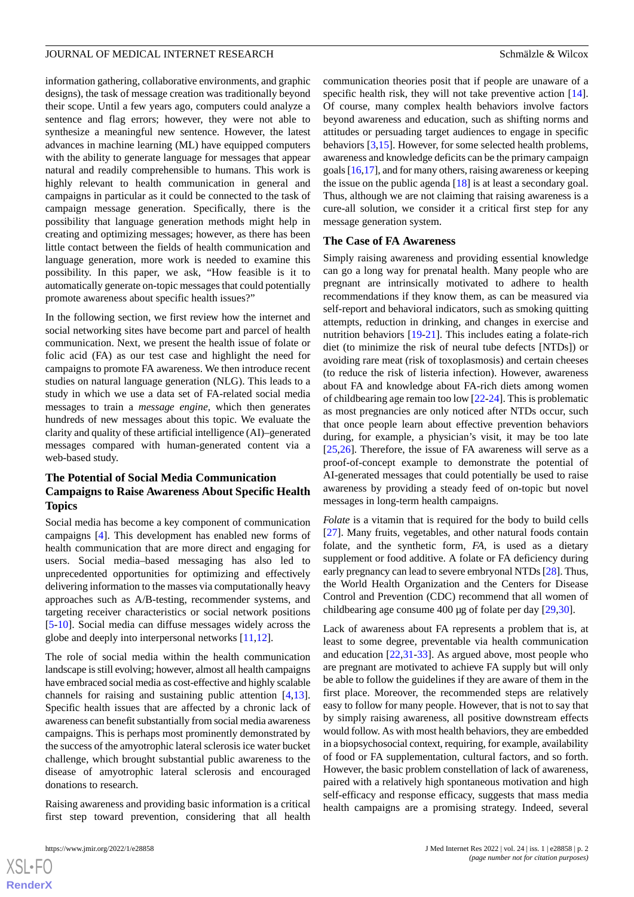information gathering, collaborative environments, and graphic designs), the task of message creation was traditionally beyond their scope. Until a few years ago, computers could analyze a sentence and flag errors; however, they were not able to synthesize a meaningful new sentence. However, the latest advances in machine learning (ML) have equipped computers with the ability to generate language for messages that appear natural and readily comprehensible to humans. This work is highly relevant to health communication in general and campaigns in particular as it could be connected to the task of campaign message generation. Specifically, there is the possibility that language generation methods might help in creating and optimizing messages; however, as there has been little contact between the fields of health communication and language generation, more work is needed to examine this possibility. In this paper, we ask, "How feasible is it to automatically generate on-topic messages that could potentially promote awareness about specific health issues?"

In the following section, we first review how the internet and social networking sites have become part and parcel of health communication. Next, we present the health issue of folate or folic acid (FA) as our test case and highlight the need for campaigns to promote FA awareness. We then introduce recent studies on natural language generation (NLG). This leads to a study in which we use a data set of FA-related social media messages to train a *message engine,* which then generates hundreds of new messages about this topic. We evaluate the clarity and quality of these artificial intelligence (AI)–generated messages compared with human-generated content via a web-based study.

## The Potential of Social Media Communication Campaigns to Raise Awareness About Specific Health Topics

Social media has become a key component of communication campaigns [4]. This development has enabled new forms of health communication that are more direct and engaging for users. Social media–based messaging has also led to unprecedented opportunities for optimizing and effectively delivering information to the masses via computationally heavy approaches such as A/B-testing, recommender systems, and targeting receiver characteristics or social network positions [5-10]. Social media can diffuse messages widely across the globe and deeply into interpersonal networks [11,12].

The role of social media within the health communication landscape is still evolving; however, almost all health campaigns have embraced social media as cost-effective and highly scalable channels for raising and sustaining public attention [4,13]. Specific health issues that are affected by a chronic lack of awareness can benefit substantially from social media awareness campaigns. This is perhaps most prominently demonstrated by the success of the amyotrophic lateral sclerosis ice water bucket challenge, which brought substantial public awareness to the disease of amyotrophic lateral sclerosis and encouraged donations to research.

Raising awareness and providing basic information is a critical first step toward prevention, considering that all health communication theories posit that if people are unaware of a specific health risk, they will not take preventive action [14]. Of course, many complex health behaviors involve factors beyond awareness and education, such as shifting norms and attitudes or persuading target audiences to engage in specific behaviors [3,15]. However, for some selected health problems, awareness and knowledge deficits can be the primary campaign goals [16,17], and for many others, raising awareness or keeping the issue on the public agenda [18] is at least a secondary goal. Thus, although we are not claiming that raising awareness is a cure-all solution, we consider it a critical first step for any message generation system.

## The Case of FA Awareness

Simply raising awareness and providing essential knowledge can go a long way for prenatal health. Many people who are pregnant are intrinsically motivated to adhere to health recommendations if they know them, as can be measured via self-report and behavioral indicators, such as smoking quitting attempts, reduction in drinking, and changes in exercise and nutrition behaviors [19-21]. This includes eating a folate-rich diet (to minimize the risk of neural tube defects [NTDs]) or avoiding rare meat (risk of toxoplasmosis) and certain cheeses (to reduce the risk of listeria infection). However, awareness about FA and knowledge about FA-rich diets among women of childbearing age remain too low [22-24]. This is problematic as most pregnancies are only noticed after NTDs occur, such that once people learn about effective prevention behaviors during, for example, a physician's visit, it may be too late [25,26]. Therefore, the issue of FA awareness will serve as a proof-of-concept example to demonstrate the potential of AI-generated messages that could potentially be used to raise awareness by providing a steady feed of on-topic but novel messages in long-term health campaigns.

*Folate* is a vitamin that is required for the body to build cells [27]. Many fruits, vegetables, and other natural foods contain folate, and the synthetic form, *FA,* is used as a dietary supplement or food additive. A folate or FA deficiency during early pregnancy can lead to severe embryonal NTDs [28]. Thus, the World Health Organization and the Centers for Disease Control and Prevention (CDC) recommend that all women of childbearing age consume 400 µg of folate per day [29,30].

Lack of awareness about FA represents a problem that is, at least to some degree, preventable via health communication and education [22,31-33]. As argued above, most people who are pregnant are motivated to achieve FA supply but will only be able to follow the guidelines if they are aware of them in the first place. Moreover, the recommended steps are relatively easy to follow for many people. However, that is not to say that by simply raising awareness, all positive downstream effects would follow. As with most health behaviors, they are embedded in a biopsychosocial context, requiring, for example, availability of food or FA supplementation, cultural factors, and so forth. However, the basic problem constellation of lack of awareness, paired with a relatively high spontaneous motivation and high self-efficacy and response efficacy, suggests that mass media health campaigns are a promising strategy. Indeed, several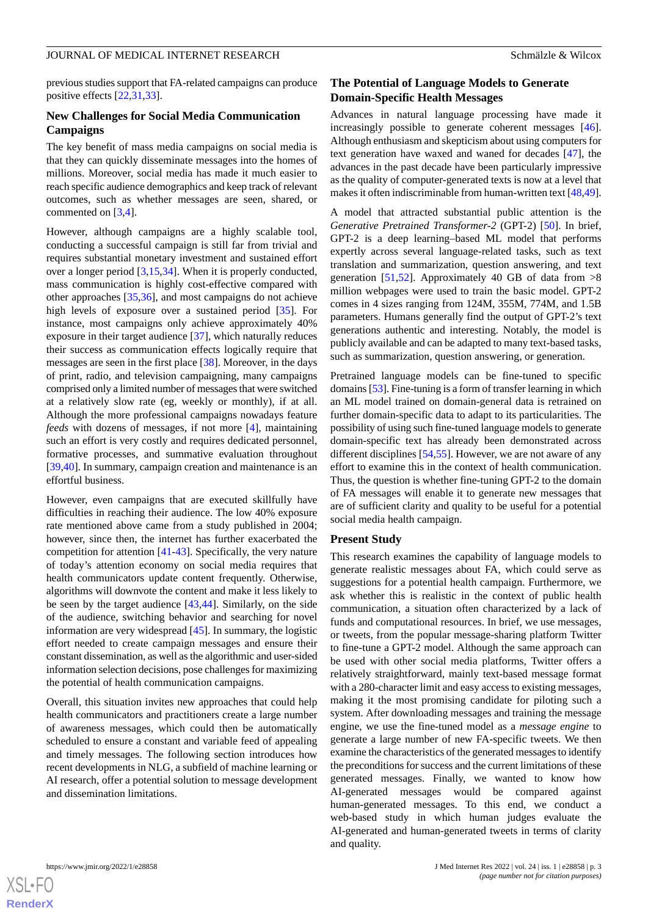previous studies support that FA-related campaigns can produce positive effects [22,31,33].

## New Challenges for Social Media Communication Campaigns

The key benefit of mass media campaigns on social media is that they can quickly disseminate messages into the homes of millions. Moreover, social media has made it much easier to reach specific audience demographics and keep track of relevant outcomes, such as whether messages are seen, shared, or commented on [3,4].

However, although campaigns are a highly scalable tool, conducting a successful campaign is still far from trivial and requires substantial monetary investment and sustained effort over a longer period [3,15,34]. When it is properly conducted, mass communication is highly cost-effective compared with other approaches [35,36], and most campaigns do not achieve high levels of exposure over a sustained period [35]. For instance, most campaigns only achieve approximately 40% exposure in their target audience [37], which naturally reduces their success as communication effects logically require that messages are seen in the first place [38]. Moreover, in the days of print, radio, and television campaigning, many campaigns comprised only a limited number of messages that were switched at a relatively slow rate (eg, weekly or monthly), if at all. Although the more professional campaigns nowadays feature *feeds* with dozens of messages, if not more [4], maintaining such an effort is very costly and requires dedicated personnel, formative processes, and summative evaluation throughout [39,40]. In summary, campaign creation and maintenance is an effortful business.

However, even campaigns that are executed skillfully have difficulties in reaching their audience. The low 40% exposure rate mentioned above came from a study published in 2004; however, since then, the internet has further exacerbated the competition for attention [41-43]. Specifically, the very nature of today's attention economy on social media requires that health communicators update content frequently. Otherwise, algorithms will downvote the content and make it less likely to be seen by the target audience [43,44]. Similarly, on the side of the audience, switching behavior and searching for novel information are very widespread [45]. In summary, the logistic effort needed to create campaign messages and ensure their constant dissemination, as well as the algorithmic and user-sided information selection decisions, pose challenges for maximizing the potential of health communication campaigns.

Overall, this situation invites new approaches that could help health communicators and practitioners create a large number of awareness messages, which could then be automatically scheduled to ensure a constant and variable feed of appealing and timely messages. The following section introduces how recent developments in NLG, a subfield of machine learning or AI research, offer a potential solution to message development and dissemination limitations.

## The Potential of Language Models to Generate Domain-Specific Health Messages

Advances in natural language processing have made it increasingly possible to generate coherent messages [46]. Although enthusiasm and skepticism about using computers for text generation have waxed and waned for decades [47], the advances in the past decade have been particularly impressive as the quality of computer-generated texts is now at a level that makes it often indiscriminable from human-written text [48,49].

A model that attracted substantial public attention is the *Generative Pretrained Transformer-2* (GPT-2) [50]. In brief, GPT-2 is a deep learning–based ML model that performs expertly across several language-related tasks, such as text translation and summarization, question answering, and text generation [51,52]. Approximately 40 GB of data from >8 million webpages were used to train the basic model. GPT-2 comes in 4 sizes ranging from 124M, 355M, 774M, and 1.5B parameters. Humans generally find the output of GPT-2's text generations authentic and interesting. Notably, the model is publicly available and can be adapted to many text-based tasks, such as summarization, question answering, or generation.

Pretrained language models can be fine-tuned to specific domains [53]. Fine-tuning is a form of transfer learning in which an ML model trained on domain-general data is retrained on further domain-specific data to adapt to its particularities. The possibility of using such fine-tuned language models to generate domain-specific text has already been demonstrated across different disciplines [54,55]. However, we are not aware of any effort to examine this in the context of health communication. Thus, the question is whether fine-tuning GPT-2 to the domain of FA messages will enable it to generate new messages that are of sufficient clarity and quality to be useful for a potential social media health campaign.

## Present Study

This research examines the capability of language models to generate realistic messages about FA, which could serve as suggestions for a potential health campaign. Furthermore, we ask whether this is realistic in the context of public health communication, a situation often characterized by a lack of funds and computational resources. In brief, we use messages, or tweets, from the popular message-sharing platform Twitter to fine-tune a GPT-2 model. Although the same approach can be used with other social media platforms, Twitter offers a relatively straightforward, mainly text-based message format with a 280-character limit and easy access to existing messages, making it the most promising candidate for piloting such a system. After downloading messages and training the message engine, we use the fine-tuned model as a *message engine* to generate a large number of new FA-specific tweets. We then examine the characteristics of the generated messages to identify the preconditions for success and the current limitations of these generated messages. Finally, we wanted to know how AI-generated messages would be compared against human-generated messages. To this end, we conduct a web-based study in which human judges evaluate the AI-generated and human-generated tweets in terms of clarity and quality.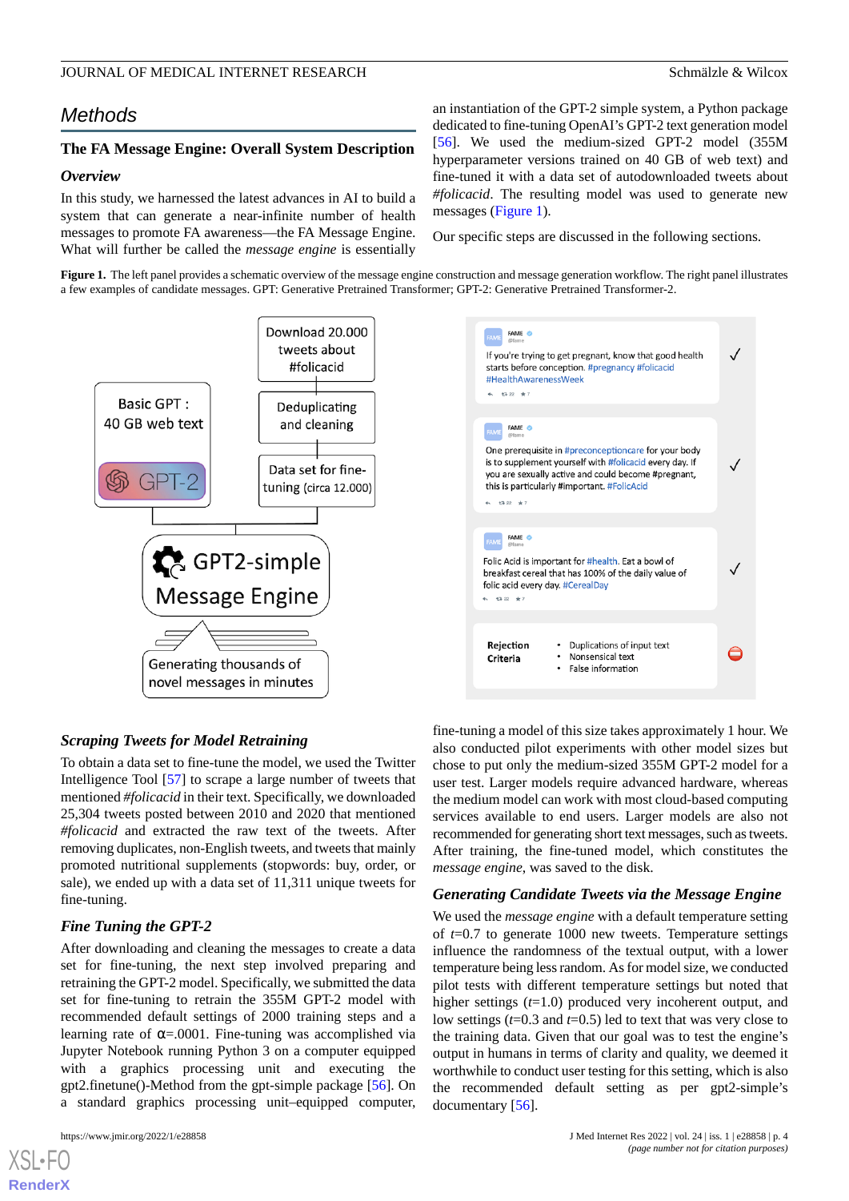## Methods

### The FA Message Engine: Overall System Description

#### Overview

In this study, we harnessed the latest advances in AI to build a system that can generate a near-infinite number of health messages to promote FA awareness—the FA Message Engine. What will further be called the *message engine* is essentially an instantiation of the GPT-2 simple system, a Python package dedicated to fine-tuning OpenAI's GPT-2 text generation model [56]. We used the medium-sized GPT-2 model (355M hyperparameter version trained on 40 GB of web text) and fine-tuned it with a data set of autodownloaded tweets about *#folicacid*. The resulting model was used to generate new messages (Figure 1).

Our specific steps are discussed in the following sections.

**Figure 1.** The left panel provides a schematic overview of the message engine construction and message generation workflow. The right panel illustrates a few examples of candidate messages. GPT: Generative Pretrained Transformer; GPT-2: Generative Pretrained Transformer-2.

#### Scraping Tweets for Model Retraining

To obtain a data set to fine-tune the model, we used the Twitter Intelligence Tool [57] to scrape a large number of tweets that mentioned *#folicacid* in their text. Specifically, we downloaded 25,304 tweets posted between 2010 and 2020 that mentioned *#folicacid* and extracted the raw text of the tweets. After removing duplicates, non-English tweets, and tweets that mainly promoted nutritional supplements (stopwords: buy, order, or sale), we ended up with a data set of 11,311 unique tweets for fine-tuning.

#### Fine Tuning the GPT-2

After downloading and cleaning the messages to create a data set for fine-tuning, the next step involved preparing and retraining the GPT-2 model. Specifically, we submitted the data set for fine-tuning to retrain the 355M GPT-2 model with recommended default settings of 2000 training steps and a learning rate of $\alpha$=.0001. Fine-tuning was accomplished via Jupyter Notebook running Python 3 on a computer equipped with a graphics processing unit and executing the gpt2.finetune()-Method from the gpt-simple package [56]. On a standard graphics processing unit–equipped computer, fine-tuning a model of this size takes approximately 1 hour. We also conducted pilot experiments with other model sizes but chose to put only the medium-sized 355M GPT-2 model for a user test. Larger models require advanced hardware, whereas the medium model can work with most cloud-based computing services available to end users. Larger models are also not recommended for generating short text messages, such as tweets. After training, the fine-tuned model, which constitutes the *message engine*, was saved to the disk.

#### Generating Candidate Tweets via the Message Engine

We used the *message engine* with a default temperature setting of $t$=0.7 to generate 1000 new tweets. Temperature settings influence the randomness of the textual output, with a lower temperature being less random. As for model size, we conducted pilot tests with different temperature settings but noted that higher settings ($t$=1.0) produced very incoherent output, and low settings ($t$=0.3 and $t$=0.5) led to text that was very close to the training data. Given that our goal was to test the engine's output in humans in terms of clarity and quality, we deemed it worthwhile to conduct user testing for this setting, which is also the recommended default setting as per gpt2-simple's documentary [56].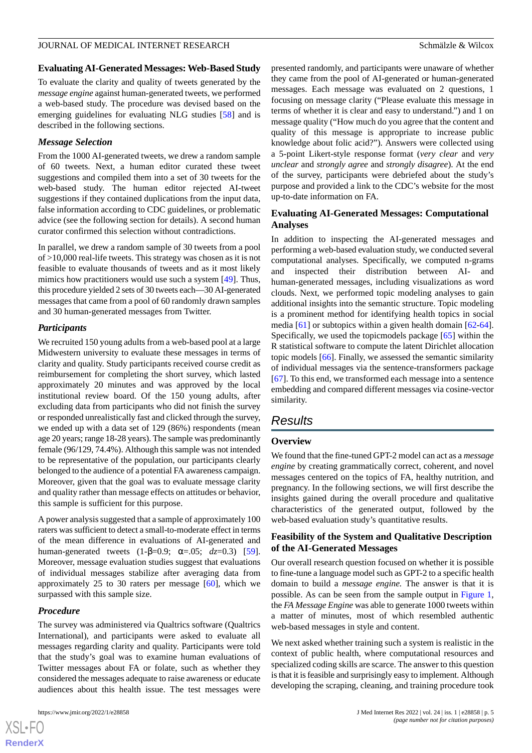### Evaluating AI-Generated Messages: Web-Based Study

To evaluate the clarity and quality of tweets generated by the *message engine* against human-generated tweets, we performed a web-based study. The procedure was devised based on the emerging guidelines for evaluating NLG studies [58] and is described in the following sections.

#### Message Selection

From the 1000 AI-generated tweets, we drew a random sample of 60 tweets. Next, a human editor curated these tweet suggestions and compiled them into a set of 30 tweets for the web-based study. The human editor rejected AI-tweet suggestions if they contained duplications from the input data, false information according to CDC guidelines, or problematic advice (see the following section for details). A second human curator confirmed this selection without contradictions.

In parallel, we drew a random sample of 30 tweets from a pool of >10,000 real-life tweets. This strategy was chosen as it is not feasible to evaluate thousands of tweets and as it most likely mimics how practitioners would use such a system [49]. Thus, this procedure yielded 2 sets of 30 tweets each—30 AI-generated messages that came from a pool of 60 randomly drawn samples and 30 human-generated messages from Twitter.

#### Participants

We recruited 150 young adults from a web-based pool at a large Midwestern university to evaluate these messages in terms of clarity and quality. Study participants received course credit as reimbursement for completing the short survey, which lasted approximately 20 minutes and was approved by the local institutional review board. Of the 150 young adults, after excluding data from participants who did not finish the survey or responded unrealistically fast and clicked through the survey, we ended up with a data set of 129 (86%) respondents (mean age 20 years; range 18-28 years). The sample was predominantly female (96/129, 74.4%). Although this sample was not intended to be representative of the population, our participants clearly belonged to the audience of a potential FA awareness campaign. Moreover, given that the goal was to evaluate message clarity and quality rather than message effects on attitudes or behavior, this sample is sufficient for this purpose.

A power analysis suggested that a sample of approximately 100 raters was sufficient to detect a small-to-moderate effect in terms of the mean difference in evaluations of AI-generated and human-generated tweets ($1-\beta=0.9$; $\alpha=.05$; $dz=0.3$) [59]. Moreover, message evaluation studies suggest that evaluations of individual messages stabilize after averaging data from approximately 25 to 30 raters per message [60], which we surpassed with this sample size.

#### Procedure

The survey was administered via Qualtrics software (Qualtrics International), and participants were asked to evaluate all messages regarding clarity and quality. Participants were told that the study's goal was to examine human evaluations of Twitter messages about FA or folate, such as whether they considered the messages adequate to raise awareness or educate audiences about this health issue. The test messages were presented randomly, and participants were unaware of whether they came from the pool of AI-generated or human-generated messages. Each message was evaluated on 2 questions, 1 focusing on message clarity ("Please evaluate this message in terms of whether it is clear and easy to understand.") and 1 on message quality ("How much do you agree that the content and quality of this message is appropriate to increase public knowledge about folic acid?"). Answers were collected using a 5-point Likert-style response format (*very clear* and *very unclear* and *strongly agree* and *strongly disagree*). At the end of the survey, participants were debriefed about the study's purpose and provided a link to the CDC's website for the most up-to-date information on FA.

### Evaluating AI-Generated Messages: Computational Analyses

In addition to inspecting the AI-generated messages and performing a web-based evaluation study, we conducted several computational analyses. Specifically, we computed n-grams and inspected their distribution between AI- and human-generated messages, including visualizations as word clouds. Next, we performed topic modeling analyses to gain additional insights into the semantic structure. Topic modeling is a prominent method for identifying health topics in social media [61] or subtopics within a given health domain [62-64]. Specifically, we used the topicmodels package [65] within the R statistical software to compute the latent Dirichlet allocation topic models [66]. Finally, we assessed the semantic similarity of individual messages via the sentence-transformers package [67]. To this end, we transformed each message into a sentence embedding and compared different messages via cosine-vector similarity.

## Results

### Overview

We found that the fine-tuned GPT-2 model can act as a *message engine* by creating grammatically correct, coherent, and novel messages centered on the topics of FA, healthy nutrition, and pregnancy. In the following sections, we will first describe the insights gained during the overall procedure and qualitative characteristics of the generated output, followed by the web-based evaluation study's quantitative results.

### Feasibility of the System and Qualitative Description of the AI-Generated Messages

Our overall research question focused on whether it is possible to fine-tune a language model such as GPT-2 to a specific health domain to build a *message engine.* The answer is that it is possible. As can be seen from the sample output in Figure 1, the *FA Message Engine* was able to generate 1000 tweets within a matter of minutes, most of which resembled authentic web-based messages in style and content.

We next asked whether training such a system is realistic in the context of public health, where computational resources and specialized coding skills are scarce. The answer to this question is that it is feasible and surprisingly easy to implement. Although developing the scraping, cleaning, and training procedure took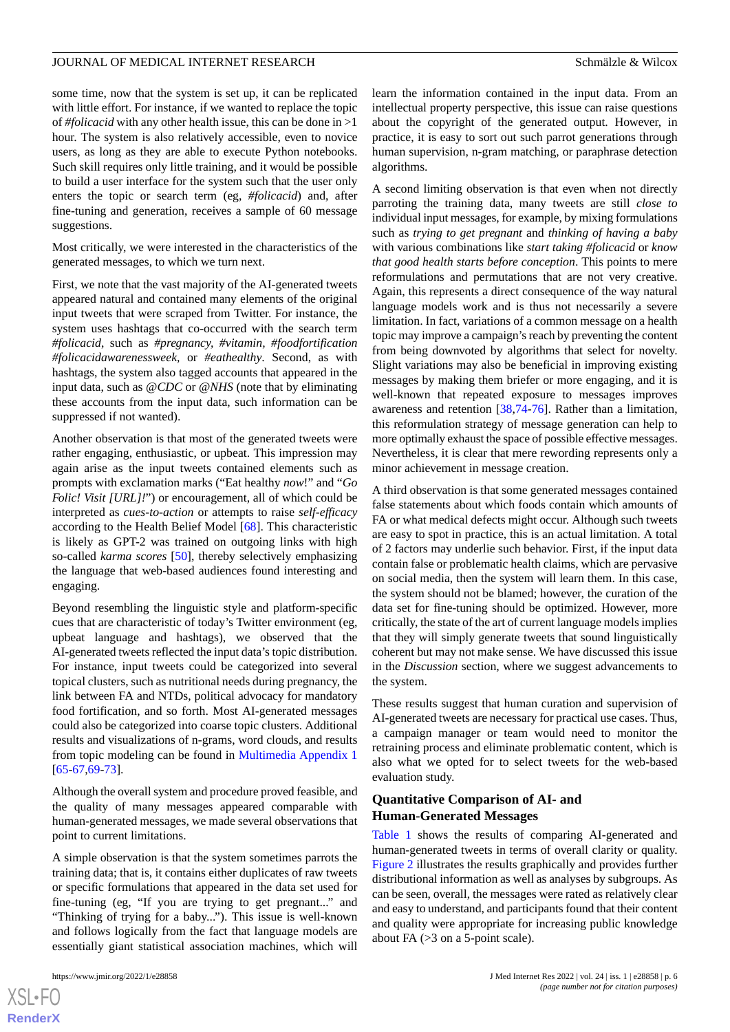some time, now that the system is set up, it can be replicated with little effort. For instance, if we wanted to replace the topic of *#folicacid* with any other health issue, this can be done in >1 hour. The system is also relatively accessible, even to novice users, as long as they are able to execute Python notebooks. Such skill requires only little training, and it would be possible to build a user interface for the system such that the user only enters the topic or search term (eg, *#folicacid*) and, after fine-tuning and generation, receives a sample of 60 message suggestions.

Most critically, we were interested in the characteristics of the generated messages, to which we turn next.

First, we note that the vast majority of the AI-generated tweets appeared natural and contained many elements of the original input tweets that were scraped from Twitter. For instance, the system uses hashtags that co-occurred with the search term *#folicacid*, such as *#pregnancy*, *#vitamin*, *#foodfortification* *#folicacidawarenessweek*, or *#eathealthy*. Second, as with hashtags, the system also tagged accounts that appeared in the input data, such as *@CDC* or *@NHS* (note that by eliminating these accounts from the input data, such information can be suppressed if not wanted).

Another observation is that most of the generated tweets were rather engaging, enthusiastic, or upbeat. This impression may again arise as the input tweets contained elements such as prompts with exclamation marks ("Eat healthy *now*!" and "*Go Folic! Visit [URL]!*") or encouragement, all of which could be interpreted as *cues-to-action* or attempts to raise *self-efficacy* according to the Health Belief Model [68]. This characteristic is likely as GPT-2 was trained on outgoing links with high so-called *karma scores* [50], thereby selectively emphasizing the language that web-based audiences found interesting and engaging.

Beyond resembling the linguistic style and platform-specific cues that are characteristic of today's Twitter environment (eg, upbeat language and hashtags), we observed that the AI-generated tweets reflected the input data's topic distribution. For instance, input tweets could be categorized into several topical clusters, such as nutritional needs during pregnancy, the link between FA and NTDs, political advocacy for mandatory food fortification, and so forth. Most AI-generated messages could also be categorized into coarse topic clusters. Additional results and visualizations of n-grams, word clouds, and results from topic modeling can be found in Multimedia Appendix 1 [65-67,69-73].

Although the overall system and procedure proved feasible, and the quality of many messages appeared comparable with human-generated messages, we made several observations that point to current limitations.

A simple observation is that the system sometimes parrots the training data; that is, it contains either duplicates of raw tweets or specific formulations that appeared in the data set used for fine-tuning (eg, "If you are trying to get pregnant..." and "Thinking of trying for a baby..."). This issue is well-known and follows logically from the fact that language models are essentially giant statistical association machines, which will learn the information contained in the input data. From an intellectual property perspective, this issue can raise questions about the copyright of the generated output. However, in practice, it is easy to sort out such parrot generations through human supervision, n-gram matching, or paraphrase detection algorithms.

A second limiting observation is that even when not directly parroting the training data, many tweets are still *close to* individual input messages, for example, by mixing formulations such as *trying to get pregnant* and *thinking of having a baby* with various combinations like *start taking #folicacid* or *know that good health starts before conception*. This points to mere reformulations and permutations that are not very creative. Again, this represents a direct consequence of the way natural language models work and is thus not necessarily a severe limitation. In fact, variations of a common message on a health topic may improve a campaign's reach by preventing the content from being downvoted by algorithms that select for novelty. Slight variations may also be beneficial in improving existing messages by making them briefer or more engaging, and it is well-known that repeated exposure to messages improves awareness and retention [38,74-76]. Rather than a limitation, this reformulation strategy of message generation can help to more optimally exhaust the space of possible effective messages. Nevertheless, it is clear that mere rewording represents only a minor achievement in message creation.

A third observation is that some generated messages contained false statements about which foods contain which amounts of FA or what medical defects might occur. Although such tweets are easy to spot in practice, this is an actual limitation. A total of 2 factors may underlie such behavior. First, if the input data contain false or problematic health claims, which are pervasive on social media, then the system will learn them. In this case, the system should not be blamed; however, the curation of the data set for fine-tuning should be optimized. However, more critically, the state of the art of current language models implies that they will simply generate tweets that sound linguistically coherent but may not make sense. We have discussed this issue in the *Discussion* section, where we suggest advancements to the system.

These results suggest that human curation and supervision of AI-generated tweets are necessary for practical use cases. Thus, a campaign manager or team would need to monitor the retraining process and eliminate problematic content, which is also what we opted for to select tweets for the web-based evaluation study.

## Quantitative Comparison of AI- and Human-Generated Messages

Table 1 shows the results of comparing AI-generated and human-generated tweets in terms of overall clarity or quality. Figure 2 illustrates the results graphically and provides further distributional information as well as analyses by subgroups. As can be seen, overall, the messages were rated as relatively clear and easy to understand, and participants found that their content and quality were appropriate for increasing public knowledge about FA (>3 on a 5-point scale).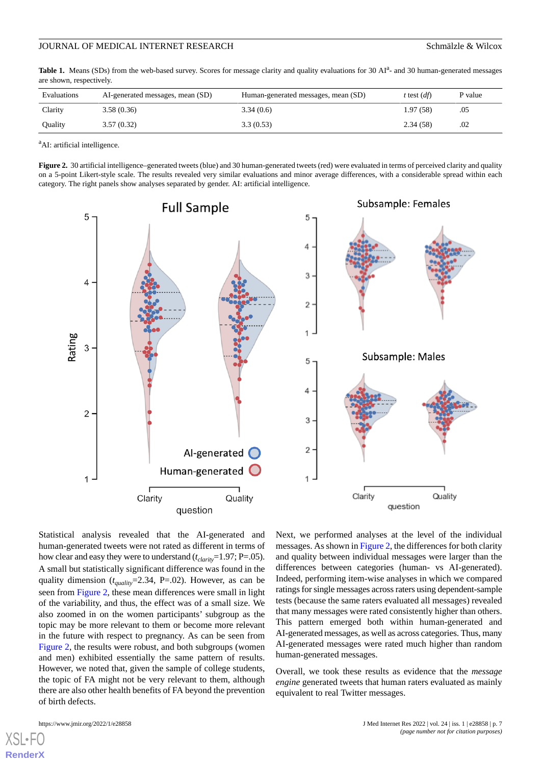**Table 1.** Means (SDs) from the web-based survey. Scores for message clarity and quality evaluations for 30 AI[a]- and 30 human-generated messages are shown, respectively.

| Evaluations | AI-generated messages, mean (SD) | Human-generated messages, mean (SD) | *t* test (*df*) | P value |
|---|---|---|---|---|
| Clarity | 3.58 (0.36) | 3.34 (0.6) | 1.97 (58) | .05 |
| Quality | 3.57 (0.32) | 3.3 (0.53) | 2.34 (58) | .02 |

[a]AI: artificial intelligence.

**Figure 2.** 30 artificial intelligence–generated tweets (blue) and 30 human-generated tweets (red) were evaluated in terms of perceived clarity and quality on a 5-point Likert-style scale. The results revealed very similar evaluations and minor average differences, with a considerable spread within each category. The right panels show analyses separated by gender. AI: artificial intelligence.

Statistical analysis revealed that the AI-generated and human-generated tweets were not rated as different in terms of how clear and easy they were to understand ($t_{clarity}$=1.97; P=.05). A small but statistically significant difference was found in the quality dimension ($t_{quality}$=2.34, P=.02). However, as can be seen from Figure 2, these mean differences were small in light of the variability, and thus, the effect was of a small size. We also zoomed in on the women participants' subgroup as the topic may be more relevant to them or become more relevant in the future with respect to pregnancy. As can be seen from Figure 2, the results were robust, and both subgroups (women and men) exhibited essentially the same pattern of results. However, we noted that, given the sample of college students, the topic of FA might not be very relevant to them, although there are also other health benefits of FA beyond the prevention of birth defects.

Next, we performed analyses at the level of the individual messages. As shown in Figure 2, the differences for both clarity and quality between individual messages were larger than the differences between categories (human- vs AI-generated). Indeed, performing item-wise analyses in which we compared ratings for single messages across raters using dependent-sample tests (because the same raters evaluated all messages) revealed that many messages were rated consistently higher than others. This pattern emerged both within human-generated and AI-generated messages, as well as across categories. Thus, many AI-generated messages were rated much higher than random human-generated messages.

Overall, we took these results as evidence that the *message engine* generated tweets that human raters evaluated as mainly equivalent to real Twitter messages.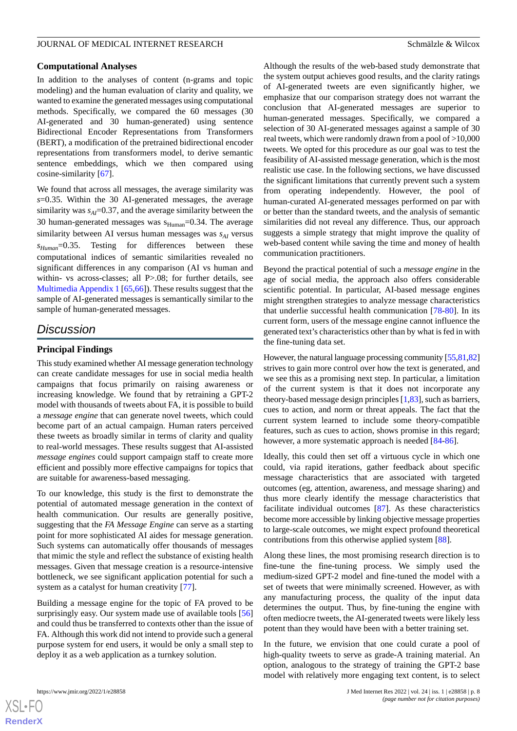### Computational Analyses

In addition to the analyses of content (n-grams and topic modeling) and the human evaluation of clarity and quality, we wanted to examine the generated messages using computational methods. Specifically, we compared the 60 messages (30 AI-generated and 30 human-generated) using sentence Bidirectional Encoder Representations from Transformers (BERT), a modification of the pretrained bidirectional encoder representations from transformers model, to derive semantic sentence embeddings, which we then compared using cosine-similarity [67].

We found that across all messages, the average similarity was $s$=0.35. Within the 30 AI-generated messages, the average similarity was $s_{AI}$=0.37, and the average similarity between the 30 human-generated messages was $s_{Human}$=0.34. The average similarity between AI versus human messages was $s_{AI}$ versus $s_{Human}$=0.35. Testing for differences between these computational indices of semantic similarities revealed no significant differences in any comparison (AI vs human and within- vs across-classes; all P>.08; for further details, see Multimedia Appendix 1 [65,66]). These results suggest that the sample of AI-generated messages is semantically similar to the sample of human-generated messages.

## Discussion

### Principal Findings

This study examined whether AI message generation technology can create candidate messages for use in social media health campaigns that focus primarily on raising awareness or increasing knowledge. We found that by retraining a GPT-2 model with thousands of tweets about FA, it is possible to build a *message engine* that can generate novel tweets, which could become part of an actual campaign. Human raters perceived these tweets as broadly similar in terms of clarity and quality to real-world messages. These results suggest that AI-assisted *message engines* could support campaign staff to create more efficient and possibly more effective campaigns for topics that are suitable for awareness-based messaging.

To our knowledge, this study is the first to demonstrate the potential of automated message generation in the context of health communication. Our results are generally positive, suggesting that the *FA Message Engine* can serve as a starting point for more sophisticated AI aides for message generation. Such systems can automatically offer thousands of messages that mimic the style and reflect the substance of existing health messages. Given that message creation is a resource-intensive bottleneck, we see significant application potential for such a system as a catalyst for human creativity [77].

Building a message engine for the topic of FA proved to be surprisingly easy. Our system made use of available tools [56] and could thus be transferred to contexts other than the issue of FA. Although this work did not intend to provide such a general purpose system for end users, it would be only a small step to deploy it as a web application as a turnkey solution.

Although the results of the web-based study demonstrate that the system output achieves good results, and the clarity ratings of AI-generated tweets are even significantly higher, we emphasize that our comparison strategy does not warrant the conclusion that AI-generated messages are superior to human-generated messages. Specifically, we compared a selection of 30 AI-generated messages against a sample of 30 real tweets, which were randomly drawn from a pool of >10,000 tweets. We opted for this procedure as our goal was to test the feasibility of AI-assisted message generation, which is the most realistic use case. In the following sections, we have discussed the significant limitations that currently prevent such a system from operating independently. However, the pool of human-curated AI-generated messages performed on par with or better than the standard tweets, and the analysis of semantic similarities did not reveal any difference. Thus, our approach suggests a simple strategy that might improve the quality of web-based content while saving the time and money of health communication practitioners.

Beyond the practical potential of such a *message engine* in the age of social media, the approach also offers considerable scientific potential. In particular, AI-based message engines might strengthen strategies to analyze message characteristics that underlie successful health communication [78-80]. In its current form, users of the message engine cannot influence the generated text's characteristics other than by what is fed in with the fine-tuning data set.

However, the natural language processing community [55,81,82] strives to gain more control over how the text is generated, and we see this as a promising next step. In particular, a limitation of the current system is that it does not incorporate any theory-based message design principles [1,83], such as barriers, cues to action, and norm or threat appeals. The fact that the current system learned to include some theory-compatible features, such as cues to action, shows promise in this regard; however, a more systematic approach is needed [84-86].

Ideally, this could then set off a virtuous cycle in which one could, via rapid iterations, gather feedback about specific message characteristics that are associated with targeted outcomes (eg, attention, awareness, and message sharing) and thus more clearly identify the message characteristics that facilitate individual outcomes [87]. As these characteristics become more accessible by linking objective message properties to large-scale outcomes, we might expect profound theoretical contributions from this otherwise applied system [88].

Along these lines, the most promising research direction is to fine-tune the fine-tuning process. We simply used the medium-sized GPT-2 model and fine-tuned the model with a set of tweets that were minimally screened. However, as with any manufacturing process, the quality of the input data determines the output. Thus, by fine-tuning the engine with often mediocre tweets, the AI-generated tweets were likely less potent than they would have been with a better training set.

In the future, we envision that one could curate a pool of high-quality tweets to serve as grade-A training material. An option, analogous to the strategy of training the GPT-2 base model with relatively more engaging text content, is to select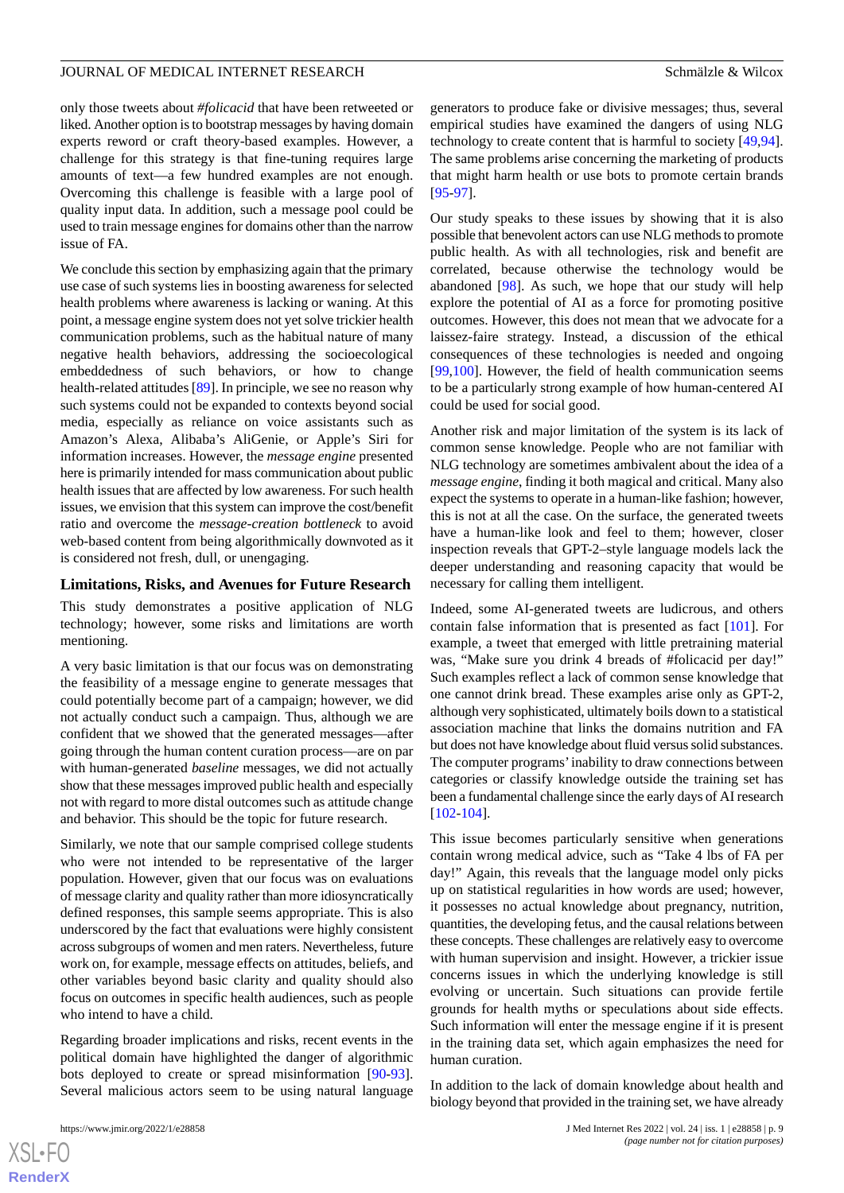only those tweets about *#folicacid* that have been retweeted or liked. Another option is to bootstrap messages by having domain experts reword or craft theory-based examples. However, a challenge for this strategy is that fine-tuning requires large amounts of text—a few hundred examples are not enough. Overcoming this challenge is feasible with a large pool of quality input data. In addition, such a message pool could be used to train message engines for domains other than the narrow issue of FA.

We conclude this section by emphasizing again that the primary use case of such systems lies in boosting awareness for selected health problems where awareness is lacking or waning. At this point, a message engine system does not yet solve trickier health communication problems, such as the habitual nature of many negative health behaviors, addressing the socioecological embeddedness of such behaviors, or how to change health-related attitudes [89]. In principle, we see no reason why such systems could not be expanded to contexts beyond social media, especially as reliance on voice assistants such as Amazon's Alexa, Alibaba's AliGenie, or Apple's Siri for information increases. However, the *message engine* presented here is primarily intended for mass communication about public health issues that are affected by low awareness. For such health issues, we envision that this system can improve the cost/benefit ratio and overcome the *message-creation bottleneck* to avoid web-based content from being algorithmically downvoted as it is considered not fresh, dull, or unengaging.

### Limitations, Risks, and Avenues for Future Research

This study demonstrates a positive application of NLG technology; however, some risks and limitations are worth mentioning.

A very basic limitation is that our focus was on demonstrating the feasibility of a message engine to generate messages that could potentially become part of a campaign; however, we did not actually conduct such a campaign. Thus, although we are confident that we showed that the generated messages—after going through the human content curation process—are on par with human-generated *baseline* messages, we did not actually show that these messages improved public health and especially not with regard to more distal outcomes such as attitude change and behavior. This should be the topic for future research.

Similarly, we note that our sample comprised college students who were not intended to be representative of the larger population. However, given that our focus was on evaluations of message clarity and quality rather than more idiosyncratically defined responses, this sample seems appropriate. This is also underscored by the fact that evaluations were highly consistent across subgroups of women and men raters. Nevertheless, future work on, for example, message effects on attitudes, beliefs, and other variables beyond basic clarity and quality should also focus on outcomes in specific health audiences, such as people who intend to have a child.

Regarding broader implications and risks, recent events in the political domain have highlighted the danger of algorithmic bots deployed to create or spread misinformation [90-93]. Several malicious actors seem to be using natural language generators to produce fake or divisive messages; thus, several empirical studies have examined the dangers of using NLG technology to create content that is harmful to society [49,94]. The same problems arise concerning the marketing of products that might harm health or use bots to promote certain brands [95-97].

Our study speaks to these issues by showing that it is also possible that benevolent actors can use NLG methods to promote public health. As with all technologies, risk and benefit are correlated, because otherwise the technology would be abandoned [98]. As such, we hope that our study will help explore the potential of AI as a force for promoting positive outcomes. However, this does not mean that we advocate for a laissez-faire strategy. Instead, a discussion of the ethical consequences of these technologies is needed and ongoing [99,100]. However, the field of health communication seems to be a particularly strong example of how human-centered AI could be used for social good.

Another risk and major limitation of the system is its lack of common sense knowledge. People who are not familiar with NLG technology are sometimes ambivalent about the idea of a *message engine*, finding it both magical and critical. Many also expect the systems to operate in a human-like fashion; however, this is not at all the case. On the surface, the generated tweets have a human-like look and feel to them; however, closer inspection reveals that GPT-2–style language models lack the deeper understanding and reasoning capacity that would be necessary for calling them intelligent.

Indeed, some AI-generated tweets are ludicrous, and others contain false information that is presented as fact [101]. For example, a tweet that emerged with little pretraining material was, "Make sure you drink 4 breads of #folicacid per day!" Such examples reflect a lack of common sense knowledge that one cannot drink bread. These examples arise only as GPT-2, although very sophisticated, ultimately boils down to a statistical association machine that links the domains nutrition and FA but does not have knowledge about fluid versus solid substances. The computer programs' inability to draw connections between categories or classify knowledge outside the training set has been a fundamental challenge since the early days of AI research [102-104].

This issue becomes particularly sensitive when generations contain wrong medical advice, such as "Take 4 lbs of FA per day!" Again, this reveals that the language model only picks up on statistical regularities in how words are used; however, it possesses no actual knowledge about pregnancy, nutrition, quantities, the developing fetus, and the causal relations between these concepts. These challenges are relatively easy to overcome with human supervision and insight. However, a trickier issue concerns issues in which the underlying knowledge is still evolving or uncertain. Such situations can provide fertile grounds for health myths or speculations about side effects. Such information will enter the message engine if it is present in the training data set, which again emphasizes the need for human curation.

In addition to the lack of domain knowledge about health and biology beyond that provided in the training set, we have already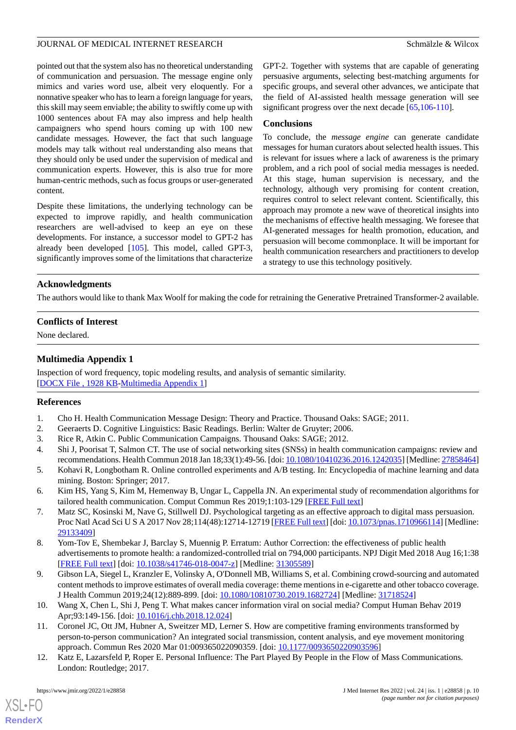pointed out that the system also has no theoretical understanding of communication and persuasion. The message engine only mimics and varies word use, albeit very eloquently. For a nonnative speaker who has to learn a foreign language for years, this skill may seem enviable; the ability to swiftly come up with 1000 sentences about FA may also impress and help health campaigners who spend hours coming up with 100 new candidate messages. However, the fact that such language models may talk without real understanding also means that they should only be used under the supervision of medical and communication experts. However, this is also true for more human-centric methods, such as focus groups or user-generated content.

Despite these limitations, the underlying technology can be expected to improve rapidly, and health communication researchers are well-advised to keep an eye on these developments. For instance, a successor model to GPT-2 has already been developed [105]. This model, called GPT-3, significantly improves some of the limitations that characterize GPT-2. Together with systems that are capable of generating persuasive arguments, selecting best-matching arguments for specific groups, and several other advances, we anticipate that the field of AI-assisted health message generation will see significant progress over the next decade [65,106-110].

## Conclusions

To conclude, the *message engine* can generate candidate messages for human curators about selected health issues. This is relevant for issues where a lack of awareness is the primary problem, and a rich pool of social media messages is needed. At this stage, human supervision is necessary, and the technology, although very promising for content creation, requires control to select relevant content. Scientifically, this approach may promote a new wave of theoretical insights into the mechanisms of effective health messaging. We foresee that AI-generated messages for health promotion, education, and persuasion will become commonplace. It will be important for health communication researchers and practitioners to develop a strategy to use this technology positively.

## Acknowledgments

The authors would like to thank Max Woolf for making the code for retraining the Generative Pretrained Transformer-2 available.

## Conflicts of Interest

None declared.

## Multimedia Appendix 1

Inspection of word frequency, topic modeling results, and analysis of semantic similarity.
[DOCX File , 1928 KB-Multimedia Appendix 1]

## References

1. Cho H. Health Communication Message Design: Theory and Practice. Thousand Oaks: SAGE; 2011.
2. Geeraerts D. Cognitive Linguistics: Basic Readings. Berlin: Walter de Gruyter; 2006.
3. Rice R, Atkin C. Public Communication Campaigns. Thousand Oaks: SAGE; 2012.
4. Shi J, Poorisat T, Salmon CT. The use of social networking sites (SNSs) in health communication campaigns: review and recommendations. Health Commun 2018 Jan 18;33(1):49-56. [doi: 10.1080/10410236.2016.1242035] [Medline: 27858464]
5. Kohavi R, Longbotham R. Online controlled experiments and A/B testing. In: Encyclopedia of machine learning and data mining. Boston: Springer; 2017.
6. Kim HS, Yang S, Kim M, Hemenway B, Ungar L, Cappella JN. An experimental study of recommendation algorithms for tailored health communication. Comput Commun Res 2019;1:103-129 [FREE Full text]
7. Matz SC, Kosinski M, Nave G, Stillwell DJ. Psychological targeting as an effective approach to digital mass persuasion. Proc Natl Acad Sci U S A 2017 Nov 28;114(48):12714-12719 [FREE Full text] [doi: 10.1073/pnas.1710966114] [Medline: 29133409]
8. Yom-Tov E, Shembekar J, Barclay S, Muennig P. Erratum: Author Correction: the effectiveness of public health advertisements to promote health: a randomized-controlled trial on 794,000 participants. NPJ Digit Med 2018 Aug 16;1:38 [FREE Full text] [doi: 10.1038/s41746-018-0047-z] [Medline: 31305589]
9. Gibson LA, Siegel L, Kranzler E, Volinsky A, O'Donnell MB, Williams S, et al. Combining crowd-sourcing and automated content methods to improve estimates of overall media coverage: theme mentions in e-cigarette and other tobacco coverage. J Health Commun 2019;24(12):889-899. [doi: 10.1080/10810730.2019.1682724] [Medline: 31718524]
10. Wang X, Chen L, Shi J, Peng T. What makes cancer information viral on social media? Comput Human Behav 2019 Apr;93:149-156. [doi: 10.1016/j.chb.2018.12.024]
11. Coronel JC, Ott JM, Hubner A, Sweitzer MD, Lerner S. How are competitive framing environments transformed by person-to-person communication? An integrated social transmission, content analysis, and eye movement monitoring approach. Commun Res 2020 Mar 01:009365022090359. [doi: 10.1177/0093650220903596]
12. Katz E, Lazarsfeld P, Roper E. Personal Influence: The Part Played By People in the Flow of Mass Communications. London: Routledge; 2017.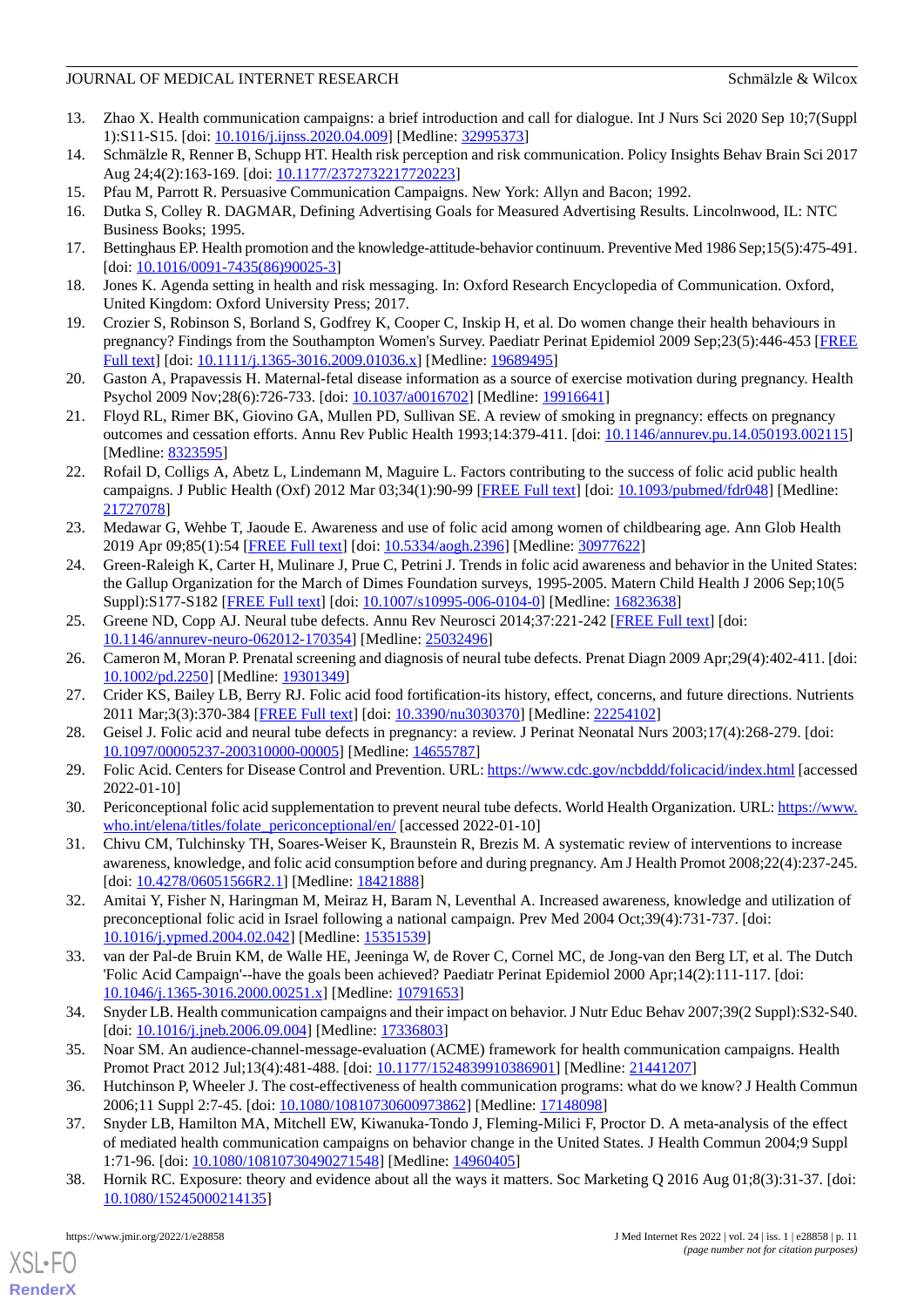13. Zhao X. Health communication campaigns: a brief introduction and call for dialogue. Int J Nurs Sci 2020 Sep 10;7(Suppl 1):S11-S15. [doi: 10.1016/j.ijnss.2020.04.009] [Medline: 32995373]
14. Schmälzle R, Renner B, Schupp HT. Health risk perception and risk communication. Policy Insights Behav Brain Sci 2017 Aug 24;4(2):163-169. [doi: 10.1177/2372732217720223]
15. Pfau M, Parrott R. Persuasive Communication Campaigns. New York: Allyn and Bacon; 1992.
16. Dutka S, Colley R. DAGMAR, Defining Advertising Goals for Measured Advertising Results. Lincolnwood, IL: NTC Business Books; 1995.
17. Bettinghaus EP. Health promotion and the knowledge-attitude-behavior continuum. Preventive Med 1986 Sep;15(5):475-491. [doi: 10.1016/0091-7435(86)90025-3]
18. Jones K. Agenda setting in health and risk messaging. In: Oxford Research Encyclopedia of Communication. Oxford, United Kingdom: Oxford University Press; 2017.
19. Crozier S, Robinson S, Borland S, Godfrey K, Cooper C, Inskip H, et al. Do women change their health behaviours in pregnancy? Findings from the Southampton Women's Survey. Paediatr Perinat Epidemiol 2009 Sep;23(5):446-453 [FREE Full text] [doi: 10.1111/j.1365-3016.2009.01036.x] [Medline: 19689495]
20. Gaston A, Prapavessis H. Maternal-fetal disease information as a source of exercise motivation during pregnancy. Health Psychol 2009 Nov;28(6):726-733. [doi: 10.1037/a0016702] [Medline: 19916641]
21. Floyd RL, Rimer BK, Giovino GA, Mullen PD, Sullivan SE. A review of smoking in pregnancy: effects on pregnancy outcomes and cessation efforts. Annu Rev Public Health 1993;14:379-411. [doi: 10.1146/annurev.pu.14.050193.002115] [Medline: 8323595]
22. Rofail D, Colligs A, Abetz L, Lindemann M, Maguire L. Factors contributing to the success of folic acid public health campaigns. J Public Health (Oxf) 2012 Mar 03;34(1):90-99 [FREE Full text] [doi: 10.1093/pubmed/fdr048] [Medline: 21727078]
23. Medawar G, Wehbe T, Jaoude E. Awareness and use of folic acid among women of childbearing age. Ann Glob Health 2019 Apr 09;85(1):54 [FREE Full text] [doi: 10.5334/aogh.2396] [Medline: 30977622]
24. Green-Raleigh K, Carter H, Mulinare J, Prue C, Petrini J. Trends in folic acid awareness and behavior in the United States: the Gallup Organization for the March of Dimes Foundation surveys, 1995-2005. Matern Child Health J 2006 Sep;10(5 Suppl):S177-S182 [FREE Full text] [doi: 10.1007/s10995-006-0104-0] [Medline: 16823638]
25. Greene ND, Copp AJ. Neural tube defects. Annu Rev Neurosci 2014;37:221-242 [FREE Full text] [doi: 10.1146/annurev-neuro-062012-170354] [Medline: 25032496]
26. Cameron M, Moran P. Prenatal screening and diagnosis of neural tube defects. Prenat Diagn 2009 Apr;29(4):402-411. [doi: 10.1002/pd.2250] [Medline: 19301349]
27. Crider KS, Bailey LB, Berry RJ. Folic acid food fortification-its history, effect, concerns, and future directions. Nutrients 2011 Mar;3(3):370-384 [FREE Full text] [doi: 10.3390/nu3030370] [Medline: 22254102]
28. Geisel J. Folic acid and neural tube defects in pregnancy: a review. J Perinat Neonatal Nurs 2003;17(4):268-279. [doi: 10.1097/00005237-200310000-00005] [Medline: 14655787]
29. Folic Acid. Centers for Disease Control and Prevention. URL: https://www.cdc.gov/ncbddd/folicacid/index.html [accessed 2022-01-10]
30. Periconceptional folic acid supplementation to prevent neural tube defects. World Health Organization. URL: https://www.who.int/elena/titles/folate_periconceptional/en/ [accessed 2022-01-10]
31. Chivu CM, Tulchinsky TH, Soares-Weiser K, Braunstein R, Brezis M. A systematic review of interventions to increase awareness, knowledge, and folic acid consumption before and during pregnancy. Am J Health Promot 2008;22(4):237-245. [doi: 10.4278/06051566R2.1] [Medline: 18421888]
32. Amitai Y, Fisher N, Haringman M, Meiraz H, Baram N, Leventhal A. Increased awareness, knowledge and utilization of preconceptional folic acid in Israel following a national campaign. Prev Med 2004 Oct;39(4):731-737. [doi: 10.1016/j.ypmed.2004.02.042] [Medline: 15351539]
33. van der Pal-de Bruin KM, de Walle HE, Jeeninga W, de Rover C, Cornel MC, de Jong-van den Berg LT, et al. The Dutch 'Folic Acid Campaign'--have the goals been achieved? Paediatr Perinat Epidemiol 2000 Apr;14(2):111-117. [doi: 10.1046/j.1365-3016.2000.00251.x] [Medline: 10791653]
34. Snyder LB. Health communication campaigns and their impact on behavior. J Nutr Educ Behav 2007;39(2 Suppl):S32-S40. [doi: 10.1016/j.jneb.2006.09.004] [Medline: 17336803]
35. Noar SM. An audience-channel-message-evaluation (ACME) framework for health communication campaigns. Health Promot Pract 2012 Jul;13(4):481-488. [doi: 10.1177/1524839910386901] [Medline: 21441207]
36. Hutchinson P, Wheeler J. The cost-effectiveness of health communication programs: what do we know? J Health Commun 2006;11 Suppl 2:7-45. [doi: 10.1080/10810730600973862] [Medline: 17148098]
37. Snyder LB, Hamilton MA, Mitchell EW, Kiwanuka-Tondo J, Fleming-Milici F, Proctor D. A meta-analysis of the effect of mediated health communication campaigns on behavior change in the United States. J Health Commun 2004;9 Suppl 1:71-96. [doi: 10.1080/10810730490271548] [Medline: 14960405]
38. Hornik RC. Exposure: theory and evidence about all the ways it matters. Soc Marketing Q 2016 Aug 01;8(3):31-37. [doi: 10.1080/15245000214135]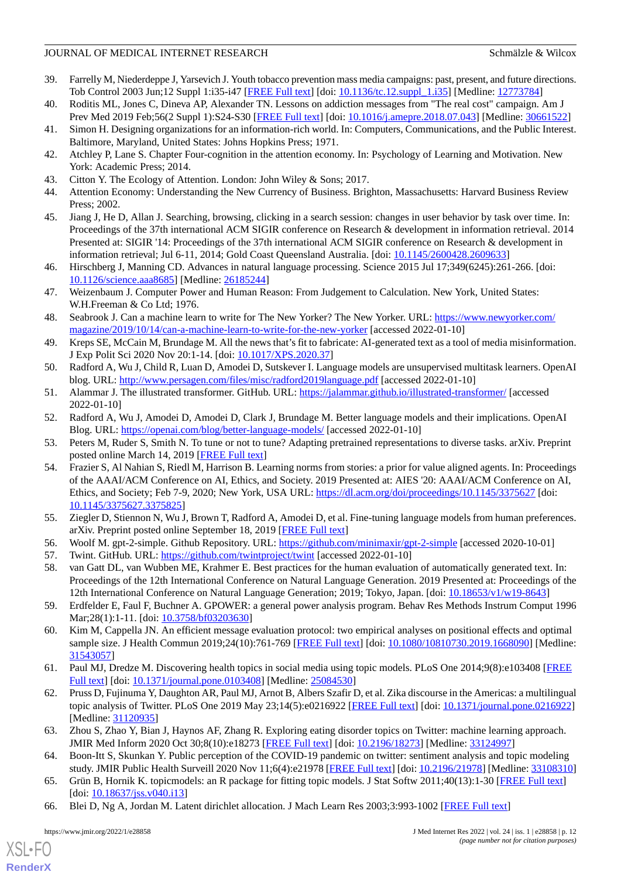39. Farrelly M, Niederdeppe J, Yarsevich J. Youth tobacco prevention mass media campaigns: past, present, and future directions. Tob Control 2003 Jun;12 Suppl 1:i35-i47 [FREE Full text] [doi: 10.1136/tc.12.suppl_1.i35] [Medline: 12773784]
40. Roditis ML, Jones C, Dineva AP, Alexander TN. Lessons on addiction messages from "The real cost" campaign. Am J Prev Med 2019 Feb;56(2 Suppl 1):S24-S30 [FREE Full text] [doi: 10.1016/j.amepre.2018.07.043] [Medline: 30661522]
41. Simon H. Designing organizations for an information-rich world. In: Computers, Communications, and the Public Interest. Baltimore, Maryland, United States: Johns Hopkins Press; 1971.
42. Atchley P, Lane S. Chapter Four-cognition in the attention economy. In: Psychology of Learning and Motivation. New York: Academic Press; 2014.
43. Citton Y. The Ecology of Attention. London: John Wiley & Sons; 2017.
44. Attention Economy: Understanding the New Currency of Business. Brighton, Massachusetts: Harvard Business Review Press; 2002.
45. Jiang J, He D, Allan J. Searching, browsing, clicking in a search session: changes in user behavior by task over time. In: Proceedings of the 37th international ACM SIGIR conference on Research & development in information retrieval. 2014 Presented at: SIGIR '14: Proceedings of the 37th international ACM SIGIR conference on Research & development in information retrieval; Jul 6-11, 2014; Gold Coast Queensland Australia. [doi: 10.1145/2600428.2609633]
46. Hirschberg J, Manning CD. Advances in natural language processing. Science 2015 Jul 17;349(6245):261-266. [doi: 10.1126/science.aaa8685] [Medline: 26185244]
47. Weizenbaum J. Computer Power and Human Reason: From Judgement to Calculation. New York, United States: W.H.Freeman & Co Ltd; 1976.
48. Seabrook J. Can a machine learn to write for The New Yorker? The New Yorker. URL: https://www.newyorker.com/magazine/2019/10/14/can-a-machine-learn-to-write-for-the-new-yorker [accessed 2022-01-10]
49. Kreps SE, McCain M, Brundage M. All the news that's fit to fabricate: AI-generated text as a tool of media misinformation. J Exp Polit Sci 2020 Nov 20:1-14. [doi: 10.1017/XPS.2020.37]
50. Radford A, Wu J, Child R, Luan D, Amodei D, Sutskever I. Language models are unsupervised multitask learners. OpenAI blog. URL: http://www.persagen.com/files/misc/radford2019language.pdf [accessed 2022-01-10]
51. Alammar J. The illustrated transformer. GitHub. URL: https://jalammar.github.io/illustrated-transformer/ [accessed 2022-01-10]
52. Radford A, Wu J, Amodei D, Amodei D, Clark J, Brundage M. Better language models and their implications. OpenAI Blog. URL: https://openai.com/blog/better-language-models/ [accessed 2022-01-10]
53. Peters M, Ruder S, Smith N. To tune or not to tune? Adapting pretrained representations to diverse tasks. arXiv. Preprint posted online March 14, 2019 [FREE Full text]
54. Frazier S, Al Nahian S, Riedl M, Harrison B. Learning norms from stories: a prior for value aligned agents. In: Proceedings of the AAAI/ACM Conference on AI, Ethics, and Society. 2019 Presented at: AIES '20: AAAI/ACM Conference on AI, Ethics, and Society; Feb 7-9, 2020; New York, USA URL: https://dl.acm.org/doi/proceedings/10.1145/3375627 [doi: 10.1145/3375627.3375825]
55. Ziegler D, Stiennon N, Wu J, Brown T, Radford A, Amodei D, et al. Fine-tuning language models from human preferences. arXiv. Preprint posted online September 18, 2019 [FREE Full text]
56. Woolf M. gpt-2-simple. Github Repository. URL: https://github.com/minimaxir/gpt-2-simple [accessed 2020-10-01]
57. Twint. GitHub. URL: https://github.com/twintproject/twint [accessed 2022-01-10]
58. van Gatt DL, van Wubben ME, Krahmer E. Best practices for the human evaluation of automatically generated text. In: Proceedings of the 12th International Conference on Natural Language Generation. 2019 Presented at: Proceedings of the 12th International Conference on Natural Language Generation; 2019; Tokyo, Japan. [doi: 10.18653/v1/w19-8643]
59. Erdfelder E, Faul F, Buchner A. GPOWER: a general power analysis program. Behav Res Methods Instrum Comput 1996 Mar;28(1):1-11. [doi: 10.3758/bf03203630]
60. Kim M, Cappella JN. An efficient message evaluation protocol: two empirical analyses on positional effects and optimal sample size. J Health Commun 2019;24(10):761-769 [FREE Full text] [doi: 10.1080/10810730.2019.1668090] [Medline: 31543057]
61. Paul MJ, Dredze M. Discovering health topics in social media using topic models. PLoS One 2014;9(8):e103408 [FREE Full text] [doi: 10.1371/journal.pone.0103408] [Medline: 25084530]
62. Pruss D, Fujinuma Y, Daughton AR, Paul MJ, Arnot B, Albers Szafir D, et al. Zika discourse in the Americas: a multilingual topic analysis of Twitter. PLoS One 2019 May 23;14(5):e0216922 [FREE Full text] [doi: 10.1371/journal.pone.0216922] [Medline: 31120935]
63. Zhou S, Zhao Y, Bian J, Haynos AF, Zhang R. Exploring eating disorder topics on Twitter: machine learning approach. JMIR Med Inform 2020 Oct 30;8(10):e18273 [FREE Full text] [doi: 10.2196/18273] [Medline: 33124997]
64. Boon-Itt S, Skunkan Y. Public perception of the COVID-19 pandemic on twitter: sentiment analysis and topic modeling study. JMIR Public Health Surveill 2020 Nov 11;6(4):e21978 [FREE Full text] [doi: 10.2196/21978] [Medline: 33108310]
65. Grün B, Hornik K. topicmodels: an R package for fitting topic models. J Stat Softw 2011;40(13):1-30 [FREE Full text] [doi: 10.18637/jss.v040.i13]
66. Blei D, Ng A, Jordan M. Latent dirichlet allocation. J Mach Learn Res 2003;3:993-1002 [FREE Full text]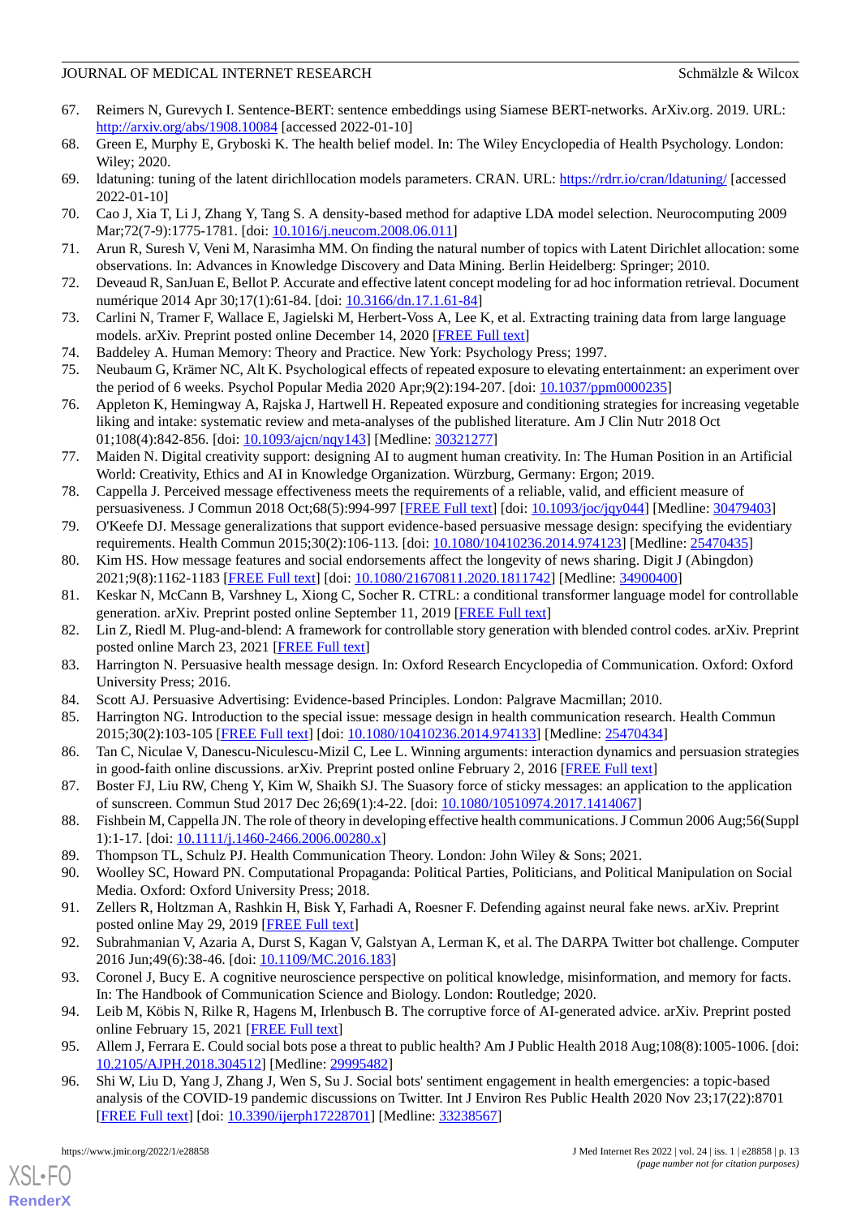67. Reimers N, Gurevych I. Sentence-BERT: sentence embeddings using Siamese BERT-networks. ArXiv.org. 2019. URL: http://arxiv.org/abs/1908.10084 [accessed 2022-01-10]
68. Green E, Murphy E, Gryboski K. The health belief model. In: The Wiley Encyclopedia of Health Psychology. London: Wiley; 2020.
69. ldatuning: tuning of the latent dirichllocation models parameters. CRAN. URL: https://rdrr.io/cran/ldatuning/ [accessed 2022-01-10]
70. Cao J, Xia T, Li J, Zhang Y, Tang S. A density-based method for adaptive LDA model selection. Neurocomputing 2009 Mar;72(7-9):1775-1781. [doi: 10.1016/j.neucom.2008.06.011]
71. Arun R, Suresh V, Veni M, Narasimha MM. On finding the natural number of topics with Latent Dirichlet allocation: some observations. In: Advances in Knowledge Discovery and Data Mining. Berlin Heidelberg: Springer; 2010.
72. Deveaud R, SanJuan E, Bellot P. Accurate and effective latent concept modeling for ad hoc information retrieval. Document numérique 2014 Apr 30;17(1):61-84. [doi: 10.3166/dn.17.1.61-84]
73. Carlini N, Tramer F, Wallace E, Jagielski M, Herbert-Voss A, Lee K, et al. Extracting training data from large language models. arXiv. Preprint posted online December 14, 2020 [FREE Full text]
74. Baddeley A. Human Memory: Theory and Practice. New York: Psychology Press; 1997.
75. Neubaum G, Krämer NC, Alt K. Psychological effects of repeated exposure to elevating entertainment: an experiment over the period of 6 weeks. Psychol Popular Media 2020 Apr;9(2):194-207. [doi: 10.1037/ppm0000235]
76. Appleton K, Hemingway A, Rajska J, Hartwell H. Repeated exposure and conditioning strategies for increasing vegetable liking and intake: systematic review and meta-analyses of the published literature. Am J Clin Nutr 2018 Oct 01;108(4):842-856. [doi: 10.1093/ajcn/nqy143] [Medline: 30321277]
77. Maiden N. Digital creativity support: designing AI to augment human creativity. In: The Human Position in an Artificial World: Creativity, Ethics and AI in Knowledge Organization. Würzburg, Germany: Ergon; 2019.
78. Cappella J. Perceived message effectiveness meets the requirements of a reliable, valid, and efficient measure of persuasiveness. J Commun 2018 Oct;68(5):994-997 [FREE Full text] [doi: 10.1093/joc/jqy044] [Medline: 30479403]
79. O'Keefe DJ. Message generalizations that support evidence-based persuasive message design: specifying the evidentiary requirements. Health Commun 2015;30(2):106-113. [doi: 10.1080/10410236.2014.974123] [Medline: 25470435]
80. Kim HS. How message features and social endorsements affect the longevity of news sharing. Digit J (Abingdon) 2021;9(8):1162-1183 [FREE Full text] [doi: 10.1080/21670811.2020.1811742] [Medline: 34900400]
81. Keskar N, McCann B, Varshney L, Xiong C, Socher R. CTRL: a conditional transformer language model for controllable generation. arXiv. Preprint posted online September 11, 2019 [FREE Full text]
82. Lin Z, Riedl M. Plug-and-blend: A framework for controllable story generation with blended control codes. arXiv. Preprint posted online March 23, 2021 [FREE Full text]
83. Harrington N. Persuasive health message design. In: Oxford Research Encyclopedia of Communication. Oxford: Oxford University Press; 2016.
84. Scott AJ. Persuasive Advertising: Evidence-based Principles. London: Palgrave Macmillan; 2010.
85. Harrington NG. Introduction to the special issue: message design in health communication research. Health Commun 2015;30(2):103-105 [FREE Full text] [doi: 10.1080/10410236.2014.974133] [Medline: 25470434]
86. Tan C, Niculae V, Danescu-Niculescu-Mizil C, Lee L. Winning arguments: interaction dynamics and persuasion strategies in good-faith online discussions. arXiv. Preprint posted online February 2, 2016 [FREE Full text]
87. Boster FJ, Liu RW, Cheng Y, Kim W, Shaikh SJ. The Suasory force of sticky messages: an application to the application of sunscreen. Commun Stud 2017 Dec 26;69(1):4-22. [doi: 10.1080/10510974.2017.1414067]
88. Fishbein M, Cappella JN. The role of theory in developing effective health communications. J Commun 2006 Aug;56(Suppl 1):1-17. [doi: 10.1111/j.1460-2466.2006.00280.x]
89. Thompson TL, Schulz PJ. Health Communication Theory. London: John Wiley & Sons; 2021.
90. Woolley SC, Howard PN. Computational Propaganda: Political Parties, Politicians, and Political Manipulation on Social Media. Oxford: Oxford University Press; 2018.
91. Zellers R, Holtzman A, Rashkin H, Bisk Y, Farhadi A, Roesner F. Defending against neural fake news. arXiv. Preprint posted online May 29, 2019 [FREE Full text]
92. Subrahmanian V, Azaria A, Durst S, Kagan V, Galstyan A, Lerman K, et al. The DARPA Twitter bot challenge. Computer 2016 Jun;49(6):38-46. [doi: 10.1109/MC.2016.183]
93. Coronel J, Bucy E. A cognitive neuroscience perspective on political knowledge, misinformation, and memory for facts. In: The Handbook of Communication Science and Biology. London: Routledge; 2020.
94. Leib M, Köbis N, Rilke R, Hagens M, Irlenbusch B. The corruptive force of AI-generated advice. arXiv. Preprint posted online February 15, 2021 [FREE Full text]
95. Allem J, Ferrara E. Could social bots pose a threat to public health? Am J Public Health 2018 Aug;108(8):1005-1006. [doi: 10.2105/AJPH.2018.304512] [Medline: 29995482]
96. Shi W, Liu D, Yang J, Zhang J, Wen S, Su J. Social bots' sentiment engagement in health emergencies: a topic-based analysis of the COVID-19 pandemic discussions on Twitter. Int J Environ Res Public Health 2020 Nov 23;17(22):8701 [FREE Full text] [doi: 10.3390/ijerph17228701] [Medline: 33238567]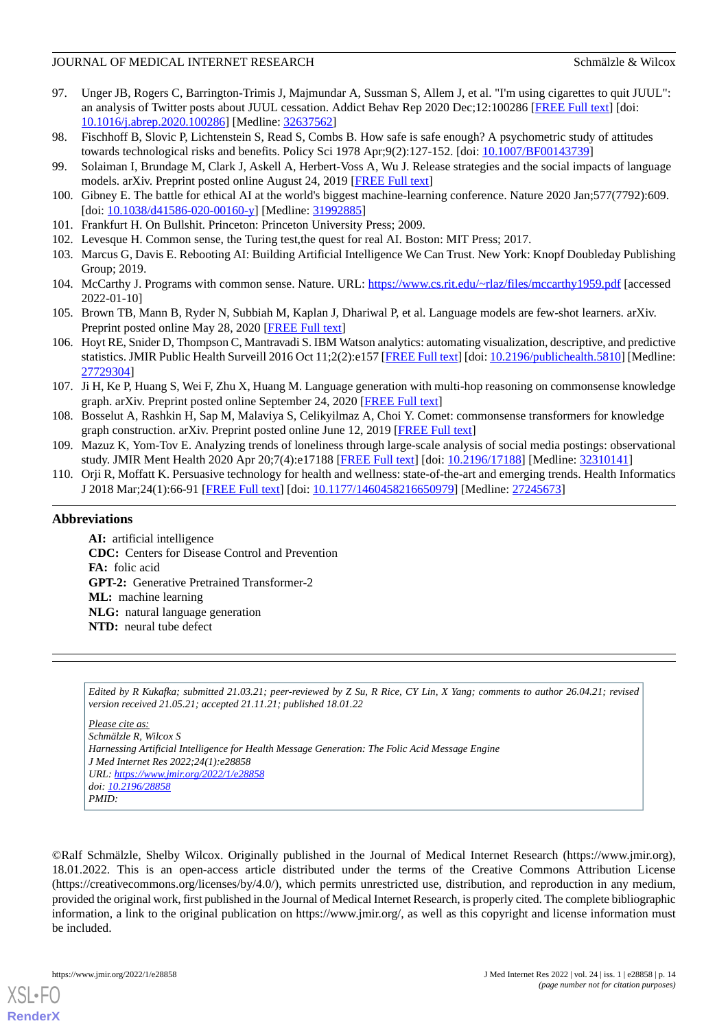97. Unger JB, Rogers C, Barrington-Trimis J, Majmundar A, Sussman S, Allem J, et al. "I'm using cigarettes to quit JUUL": an analysis of Twitter posts about JUUL cessation. Addict Behav Rep 2020 Dec;12:100286 [FREE Full text] [doi: 10.1016/j.abrep.2020.100286] [Medline: 32637562]
98. Fischhoff B, Slovic P, Lichtenstein S, Read S, Combs B. How safe is safe enough? A psychometric study of attitudes towards technological risks and benefits. Policy Sci 1978 Apr;9(2):127-152. [doi: 10.1007/BF00143739]
99. Solaiman I, Brundage M, Clark J, Askell A, Herbert-Voss A, Wu J. Release strategies and the social impacts of language models. arXiv. Preprint posted online August 24, 2019 [FREE Full text]
100. Gibney E. The battle for ethical AI at the world's biggest machine-learning conference. Nature 2020 Jan;577(7792):609. [doi: 10.1038/d41586-020-00160-y] [Medline: 31992885]
101. Frankfurt H. On Bullshit. Princeton: Princeton University Press; 2009.
102. Levesque H. Common sense, the Turing test,the quest for real AI. Boston: MIT Press; 2017.
103. Marcus G, Davis E. Rebooting AI: Building Artificial Intelligence We Can Trust. New York: Knopf Doubleday Publishing Group; 2019.
104. McCarthy J. Programs with common sense. Nature. URL: https://www.cs.rit.edu/~rlaz/files/mccarthy1959.pdf [accessed 2022-01-10]
105. Brown TB, Mann B, Ryder N, Subbiah M, Kaplan J, Dhariwal P, et al. Language models are few-shot learners. arXiv. Preprint posted online May 28, 2020 [FREE Full text]
106. Hoyt RE, Snider D, Thompson C, Mantravadi S. IBM Watson analytics: automating visualization, descriptive, and predictive statistics. JMIR Public Health Surveill 2016 Oct 11;2(2):e157 [FREE Full text] [doi: 10.2196/publichealth.5810] [Medline: 27729304]
107. Ji H, Ke P, Huang S, Wei F, Zhu X, Huang M. Language generation with multi-hop reasoning on commonsense knowledge graph. arXiv. Preprint posted online September 24, 2020 [FREE Full text]
108. Bosselut A, Rashkin H, Sap M, Malaviya S, Celikyilmaz A, Choi Y. Comet: commonsense transformers for knowledge graph construction. arXiv. Preprint posted online June 12, 2019 [FREE Full text]
109. Mazuz K, Yom-Tov E. Analyzing trends of loneliness through large-scale analysis of social media postings: observational study. JMIR Ment Health 2020 Apr 20;7(4):e17188 [FREE Full text] [doi: 10.2196/17188] [Medline: 32310141]
110. Orji R, Moffatt K. Persuasive technology for health and wellness: state-of-the-art and emerging trends. Health Informatics J 2018 Mar;24(1):66-91 [FREE Full text] [doi: 10.1177/1460458216650979] [Medline: 27245673]

## Abbreviations

**AI:** artificial intelligence
**CDC:** Centers for Disease Control and Prevention
**FA:** folic acid
**GPT-2:** Generative Pretrained Transformer-2
**ML:** machine learning
**NLG:** natural language generation
**NTD:** neural tube defect

*Edited by R Kukafka; submitted 21.03.21; peer-reviewed by Z Su, R Rice, CY Lin, X Yang; comments to author 26.04.21; revised version received 21.05.21; accepted 21.11.21; published 18.01.22*

*Please cite as:*
*Schmälzle R, Wilcox S*
*Harnessing Artificial Intelligence for Health Message Generation: The Folic Acid Message Engine*
*J Med Internet Res 2022;24(1):e28858*
*URL: https://www.jmir.org/2022/1/e28858*
*doi: 10.2196/28858*
*PMID:*

©Ralf Schmälzle, Shelby Wilcox. Originally published in the Journal of Medical Internet Research (https://www.jmir.org), 18.01.2022. This is an open-access article distributed under the terms of the Creative Commons Attribution License (https://creativecommons.org/licenses/by/4.0/), which permits unrestricted use, distribution, and reproduction in any medium, provided the original work, first published in the Journal of Medical Internet Research, is properly cited. The complete bibliographic information, a link to the original publication on https://www.jmir.org/, as well as this copyright and license information must be included.